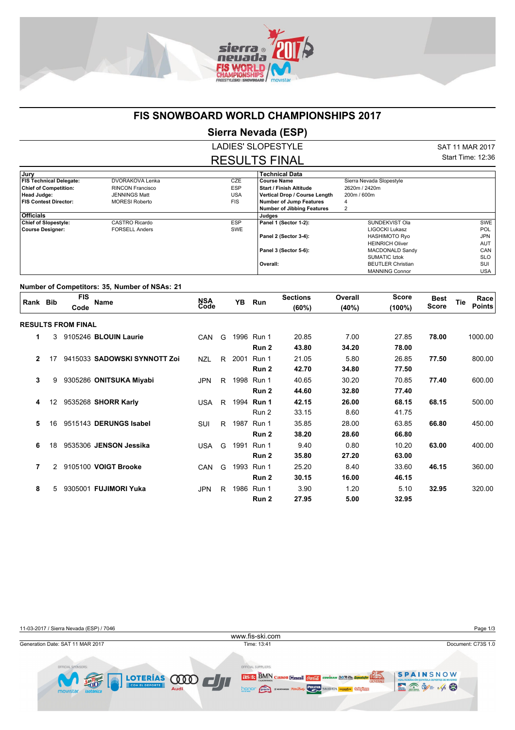# FIS SNOWBOARD WORLD CHAMPIONSHIPS 2017

## Sierra Nevada (ESP)

LADIES' SLOPESTYLE

RESULTS FINAL

SAT 11 MAR 2017

Start Time: 12:36

| Jury | | |
|---|---|---|
| **FIS Technical Delegate:** | DVORAKOVA Lenka | CZE |
| **Chief of Competition:** | RINCON Francisco | ESP |
| **Head Judge:** | JENNINGS Matt | USA |
| **FIS Contest Director:** | MORESI Roberto | FIS |
| **Officials** | | |
| **Chief of Slopestyle:** | CASTRO Ricardo | ESP |
| **Course Designer:** | FORSELL Anders | SWE |

| Technical Data | |
|---|---|
| **Course Name** | Sierra Nevada Slopestyle |
| **Start / Finish Altitude** | 2620m / 2420m |
| **Vertical Drop / Course Length** | 200m / 600m |
| **Number of Jump Features** | 4 |
| **Number of Jibbing Features** | 2 |

| Judges | | |
|---|---|---|
| **Panel 1 (Sector 1-2):** | SUNDEKVIST Ola | SWE |
| | LIGOCKI Lukasz | POL |
| **Panel 2 (Sector 3-4):** | HASHIMOTO Ryo | JPN |
| | HEINRICH Oliver | AUT |
| **Panel 3 (Sector 5-6):** | MACDONALD Sandy | CAN |
| | SUMATIC Iztok | SLO |
| **Overall:** | BEUTLER Christian | SUI |
| | MANNING Connor | USA |

**Number of Competitors: 35, Number of NSAs: 21**

| Rank | Bib | FIS Code | Name | NSA Code | | YB | Run | Sections (60%) | Overall (40%) | Score (100%) | Best Score | Tie | Race Points |
|---|---|---|---|---|---|---|---|---|---|---|---|---|---|
| **RESULTS FROM FINAL** | | | | | | | | | | | | | |
| **1** | 3 | 9105246 | **BLOUIN Laurie** | CAN | G | 1996 | Run 1 | 20.85 | 7.00 | 27.85 | **78.00** | | 1000.00 |
| | | | | | | | **Run 2** | **43.80** | **34.20** | **78.00** | | | |
| **2** | 17 | 9415033 | **SADOWSKI SYNNOTT Zoi** | NZL | R | 2001 | Run 1 | 21.05 | 5.80 | 26.85 | **77.50** | | 800.00 |
| | | | | | | | **Run 2** | **42.70** | **34.80** | **77.50** | | | |
| **3** | 9 | 9305286 | **ONITSUKA Miyabi** | JPN | R | 1998 | Run 1 | 40.65 | 30.20 | 70.85 | **77.40** | | 600.00 |
| | | | | | | | **Run 2** | **44.60** | **32.80** | **77.40** | | | |
| **4** | 12 | 9535268 | **SHORR Karly** | USA | R | 1994 | **Run 1** | **42.15** | **26.00** | **68.15** | **68.15** | | 500.00 |
| | | | | | | | Run 2 | 33.15 | 8.60 | 41.75 | | | |
| **5** | 16 | 9515143 | **DERUNGS Isabel** | SUI | R | 1987 | Run 1 | 35.85 | 28.00 | 63.85 | **66.80** | | 450.00 |
| | | | | | | | **Run 2** | **38.20** | **28.60** | **66.80** | | | |
| **6** | 18 | 9535306 | **JENSON Jessika** | USA | G | 1991 | Run 1 | 9.40 | 0.80 | 10.20 | **63.00** | | 400.00 |
| | | | | | | | **Run 2** | **35.80** | **27.20** | **63.00** | | | |
| **7** | 2 | 9105100 | **VOIGT Brooke** | CAN | G | 1993 | Run 1 | 25.20 | 8.40 | 33.60 | **46.15** | | 360.00 |
| | | | | | | | **Run 2** | **30.15** | **16.00** | **46.15** | | | |
| **8** | 5 | 9305001 | **FUJIMORI Yuka** | JPN | R | 1986 | Run 1 | 3.90 | 1.20 | 5.10 | **32.95** | | 320.00 |
| | | | | | | | **Run 2** | **27.95** | **5.00** | **32.95** | | | |

11-03-2017 / Sierra Nevada (ESP) / 7046

www.fis-ski.com

Generation Date: SAT 11 MAR 2017 Time: 13:41 Document: C73S 1.0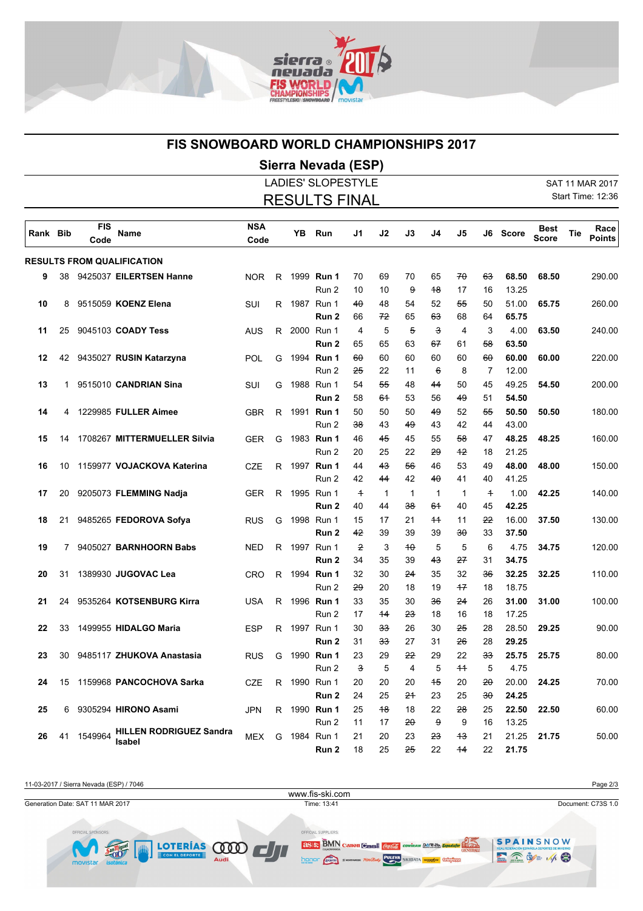# FIS SNOWBOARD WORLD CHAMPIONSHIPS 2017

## Sierra Nevada (ESP)

LADIES' SLOPESTYLE

RESULTS FINAL

SAT 11 MAR 2017

Start Time: 12:36

| Rank | Bib | FIS Code | Name | NSA Code | | YB | Run | J1 | J2 | J3 | J4 | J5 | J6 | Score | Best Score | Tie | Race Points |
|---|---|---|---|---|---|---|---|---|---|---|---|---|---|---|---|---|---|
| **RESULTS FROM QUALIFICATION** | | | | | | | | | | | | | | | | | |
| 9 | 38 | 9425037 | **EILERTSEN Hanne** | NOR | R | 1999 | **Run 1** | 70 | 69 | 70 | 65 | ~~70~~ | ~~63~~ | **68.50** | **68.50** | | 290.00 |
| | | | | | | | Run 2 | 10 | 10 | ~~9~~ | ~~18~~ | 17 | 16 | 13.25 | | | |
| 10 | 8 | 9515059 | **KOENZ Elena** | SUI | R | 1987 | Run 1 | ~~40~~ | 48 | 54 | 52 | ~~55~~ | 50 | 51.00 | **65.75** | | 260.00 |
| | | | | | | | **Run 2** | 66 | ~~72~~ | 65 | ~~63~~ | 68 | 64 | **65.75** | | | |
| 11 | 25 | 9045103 | **COADY Tess** | AUS | R | 2000 | Run 1 | 4 | 5 | ~~5~~ | ~~3~~ | 4 | 3 | 4.00 | **63.50** | | 240.00 |
| | | | | | | | **Run 2** | 65 | 65 | 63 | ~~67~~ | 61 | ~~58~~ | **63.50** | | | |
| 12 | 42 | 9435027 | **RUSIN Katarzyna** | POL | G | 1994 | **Run 1** | ~~60~~ | 60 | 60 | 60 | 60 | ~~60~~ | **60.00** | **60.00** | | 220.00 |
| | | | | | | | Run 2 | ~~25~~ | 22 | 11 | ~~6~~ | 8 | 7 | 12.00 | | | |
| 13 | 1 | 9515010 | **CANDRIAN Sina** | SUI | G | 1988 | Run 1 | 54 | ~~55~~ | 48 | ~~44~~ | 50 | 45 | 49.25 | **54.50** | | 200.00 |
| | | | | | | | **Run 2** | 58 | ~~61~~ | 53 | 56 | ~~49~~ | 51 | **54.50** | | | |
| 14 | 4 | 1229985 | **FULLER Aimee** | GBR | R | 1991 | **Run 1** | 50 | 50 | 50 | ~~49~~ | 52 | ~~55~~ | **50.50** | **50.50** | | 180.00 |
| | | | | | | | Run 2 | ~~38~~ | 43 | ~~49~~ | 43 | 42 | 44 | 43.00 | | | |
| 15 | 14 | 1708267 | **MITTERMUELLER Silvia** | GER | G | 1983 | **Run 1** | 46 | ~~45~~ | 45 | 55 | ~~58~~ | 47 | **48.25** | **48.25** | | 160.00 |
| | | | | | | | Run 2 | 20 | 25 | 22 | ~~29~~ | ~~12~~ | 18 | 21.25 | | | |
| 16 | 10 | 1159977 | **VOJACKOVA Katerina** | CZE | R | 1997 | **Run 1** | 44 | ~~43~~ | ~~56~~ | 46 | 53 | 49 | **48.00** | **48.00** | | 150.00 |
| | | | | | | | Run 2 | 42 | ~~44~~ | 42 | ~~40~~ | 41 | 40 | 41.25 | | | |
| 17 | 20 | 9205073 | **FLEMMING Nadja** | GER | R | 1995 | Run 1 | ~~1~~ | 1 | 1 | 1 | 1 | ~~1~~ | 1.00 | **42.25** | | 140.00 |
| | | | | | | | **Run 2** | 40 | 44 | ~~38~~ | ~~61~~ | 40 | 45 | **42.25** | | | |
| 18 | 21 | 9485265 | **FEDOROVA Sofya** | RUS | G | 1998 | Run 1 | 15 | 17 | 21 | ~~11~~ | 11 | ~~22~~ | 16.00 | **37.50** | | 130.00 |
| | | | | | | | **Run 2** | ~~42~~ | 39 | 39 | 39 | ~~30~~ | 33 | **37.50** | | | |
| 19 | 7 | 9405027 | **BARNHOORN Babs** | NED | R | 1997 | Run 1 | ~~2~~ | 3 | ~~10~~ | 5 | 5 | 6 | 4.75 | **34.75** | | 120.00 |
| | | | | | | | **Run 2** | 34 | 35 | 39 | ~~43~~ | ~~27~~ | 31 | **34.75** | | | |
| 20 | 31 | 1389930 | **JUGOVAC Lea** | CRO | R | 1994 | **Run 1** | 32 | 30 | ~~24~~ | 35 | 32 | ~~36~~ | **32.25** | **32.25** | | 110.00 |
| | | | | | | | Run 2 | ~~29~~ | 20 | 18 | 19 | ~~17~~ | 18 | 18.75 | | | |
| 21 | 24 | 9535264 | **KOTSENBURG Kirra** | USA | R | 1996 | **Run 1** | 33 | 35 | 30 | ~~36~~ | ~~24~~ | 26 | **31.00** | **31.00** | | 100.00 |
| | | | | | | | Run 2 | 17 | ~~14~~ | ~~23~~ | 18 | 16 | 18 | 17.25 | | | |
| 22 | 33 | 1499955 | **HIDALGO Maria** | ESP | R | 1997 | Run 1 | 30 | ~~33~~ | 26 | 30 | ~~25~~ | 28 | 28.50 | **29.25** | | 90.00 |
| | | | | | | | **Run 2** | 31 | ~~33~~ | 27 | 31 | ~~26~~ | 28 | **29.25** | | | |
| 23 | 30 | 9485117 | **ZHUKOVA Anastasia** | RUS | G | 1990 | **Run 1** | 23 | 29 | ~~22~~ | 29 | 22 | ~~33~~ | **25.75** | **25.75** | | 80.00 |
| | | | | | | | Run 2 | ~~3~~ | 5 | 4 | 5 | ~~11~~ | 5 | 4.75 | | | |
| 24 | 15 | 1159968 | **PANCOCHOVA Sarka** | CZE | R | 1990 | Run 1 | 20 | 20 | 20 | ~~15~~ | 20 | ~~20~~ | 20.00 | **24.25** | | 70.00 |
| | | | | | | | **Run 2** | 24 | 25 | ~~21~~ | 23 | 25 | ~~30~~ | **24.25** | | | |
| 25 | 6 | 9305294 | **HIRONO Asami** | JPN | R | 1990 | **Run 1** | 25 | ~~18~~ | 18 | 22 | ~~28~~ | 25 | **22.50** | **22.50** | | 60.00 |
| | | | | | | | Run 2 | 11 | 17 | ~~20~~ | ~~9~~ | 9 | 16 | 13.25 | | | |
| 26 | 41 | 1549964 | **HILLEN RODRIGUEZ Sandra Isabel** | MEX | G | 1984 | Run 1 | 21 | 20 | 23 | ~~23~~ | ~~13~~ | 21 | 21.25 | **21.75** | | 50.00 |
| | | | | | | | **Run 2** | 18 | 25 | ~~25~~ | 22 | ~~14~~ | 22 | **21.75** | | | |

11-03-2017 / Sierra Nevada (ESP) / 7046

www.fis-ski.com

Generation Date: SAT 11 MAR 2017 Time: 13:41 Document: C73S 1.0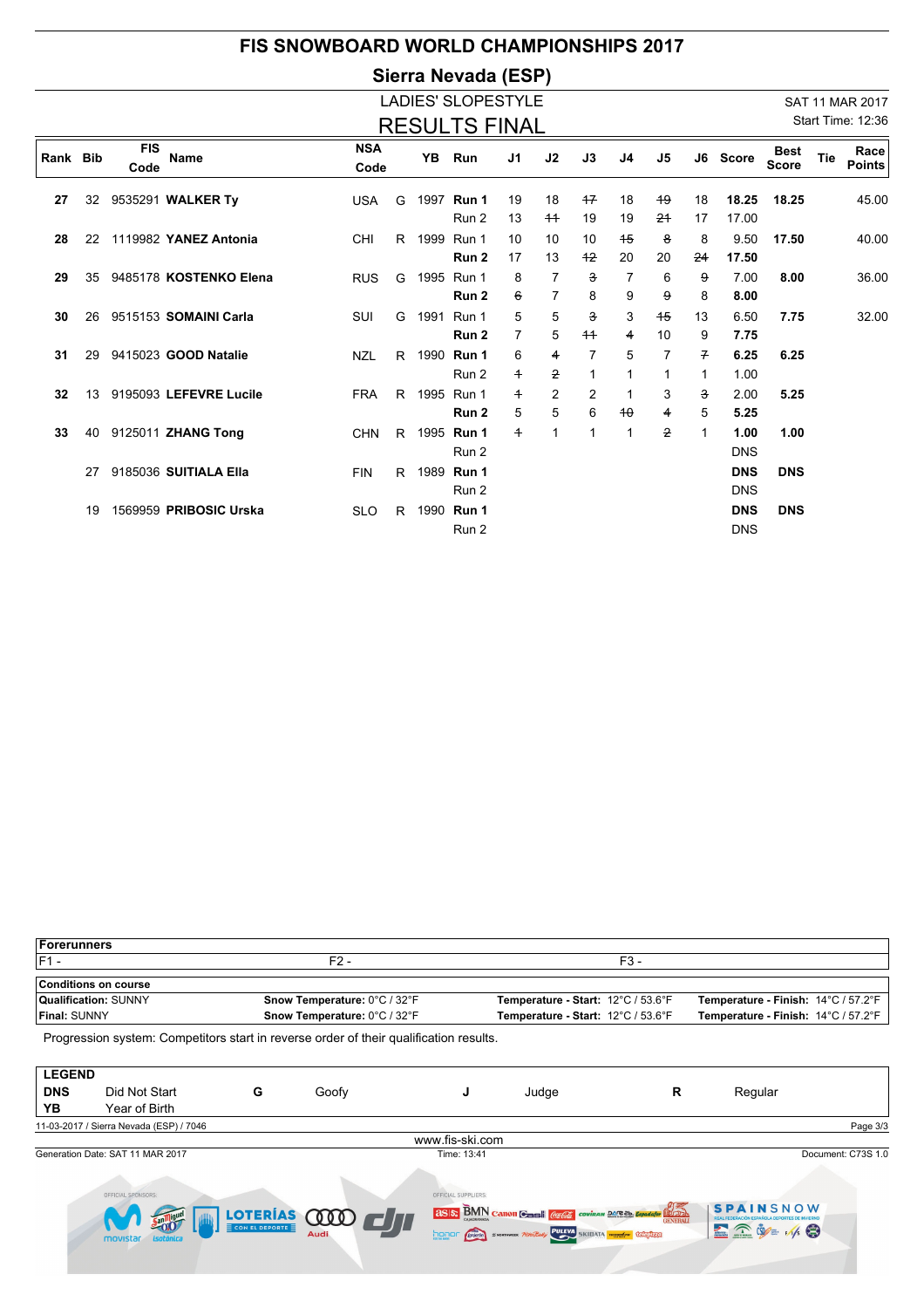# FIS SNOWBOARD WORLD CHAMPIONSHIPS 2017

## Sierra Nevada (ESP)

### LADIES' SLOPESTYLE

### RESULTS FINAL

SAT 11 MAR 2017
Start Time: 12:36

| Rank | Bib | FIS Code | Name | NSA Code | | YB | Run | J1 | J2 | J3 | J4 | J5 | J6 | Score | Best Score | Tie | Race Points |
|---|---|---|---|---|---|---|---|---|---|---|---|---|---|---|---|---|---|
| **27** | 32 | 9535291 | **WALKER Ty** | USA | G | 1997 | **Run 1** | 19 | 18 | ~~17~~ | 18 | ~~19~~ | 18 | **18.25** | **18.25** | | 45.00 |
| | | | | | | | Run 2 | 13 | ~~11~~ | 19 | 19 | ~~21~~ | 17 | 17.00 | | | |
| **28** | 22 | 1119982 | **YANEZ Antonia** | CHI | R | 1999 | Run 1 | 10 | 10 | 10 | ~~15~~ | ~~8~~ | 8 | 9.50 | **17.50** | | 40.00 |
| | | | | | | | **Run 2** | 17 | 13 | ~~12~~ | 20 | 20 | ~~24~~ | **17.50** | | | |
| **29** | 35 | 9485178 | **KOSTENKO Elena** | RUS | G | 1995 | Run 1 | 8 | 7 | ~~3~~ | 7 | 6 | ~~9~~ | 7.00 | **8.00** | | 36.00 |
| | | | | | | | **Run 2** | ~~6~~ | 7 | 8 | 9 | ~~9~~ | 8 | **8.00** | | | |
| **30** | 26 | 9515153 | **SOMAINI Carla** | SUI | G | 1991 | Run 1 | 5 | 5 | ~~3~~ | 3 | ~~15~~ | 13 | 6.50 | **7.75** | | 32.00 |
| | | | | | | | **Run 2** | 7 | 5 | ~~11~~ | ~~4~~ | 10 | 9 | **7.75** | | | |
| **31** | 29 | 9415023 | **GOOD Natalie** | NZL | R | 1990 | **Run 1** | 6 | ~~4~~ | 7 | 5 | 7 | ~~7~~ | **6.25** | **6.25** | | |
| | | | | | | | Run 2 | ~~1~~ | ~~2~~ | 1 | 1 | 1 | 1 | 1.00 | | | |
| **32** | 13 | 9195093 | **LEFEVRE Lucile** | FRA | R | 1995 | Run 1 | ~~1~~ | 2 | 2 | 1 | 3 | ~~3~~ | 2.00 | **5.25** | | |
| | | | | | | | **Run 2** | 5 | 5 | 6 | ~~10~~ | ~~4~~ | 5 | **5.25** | | | |
| **33** | 40 | 9125011 | **ZHANG Tong** | CHN | R | 1995 | **Run 1** | ~~1~~ | 1 | 1 | 1 | ~~2~~ | 1 | **1.00** | **1.00** | | |
| | | | | | | | Run 2 | | | | | | | DNS | | | |
| | 27 | 9185036 | **SUITIALA Ella** | FIN | R | 1989 | **Run 1** | | | | | | | **DNS** | **DNS** | | |
| | | | | | | | Run 2 | | | | | | | DNS | | | |
| | 19 | 1569959 | **PRIBOSIC Urska** | SLO | R | 1990 | **Run 1** | | | | | | | **DNS** | **DNS** | | |
| | | | | | | | Run 2 | | | | | | | DNS | | | |

| **Forerunners** | | | |
|---|---|---|---|
| F1 - | F2 - | F3 - | |
| **Conditions on course** | | | |
| **Qualification:** SUNNY | **Snow Temperature:** 0°C / 32°F | **Temperature - Start:** 12°C / 53.6°F | **Temperature - Finish:** 14°C / 57.2°F |
| **Final:** SUNNY | **Snow Temperature:** 0°C / 32°F | **Temperature - Start:** 12°C / 53.6°F | **Temperature - Finish:** 14°C / 57.2°F |

Progression system: Competitors start in reverse order of their qualification results.

| **LEGEND** | | | | | | | |
|---|---|---|---|---|---|---|---|
| **DNS** | Did Not Start | **G** | Goofy | **J** | Judge | **R** | Regular |
| **YB** | Year of Birth | | | | | | |

11-03-2017 / Sierra Nevada (ESP) / 7046

www.fis-ski.com

Generation Date: SAT 11 MAR 2017 — Time: 13:41 — Document: C73S 1.0

OFFICIAL SPONSORS: movistar, San Miguel, LOTERÍAS CON EL DEPORTE, Audi, dji

OFFICIAL SUPPLIERS:

SPAINSNOW